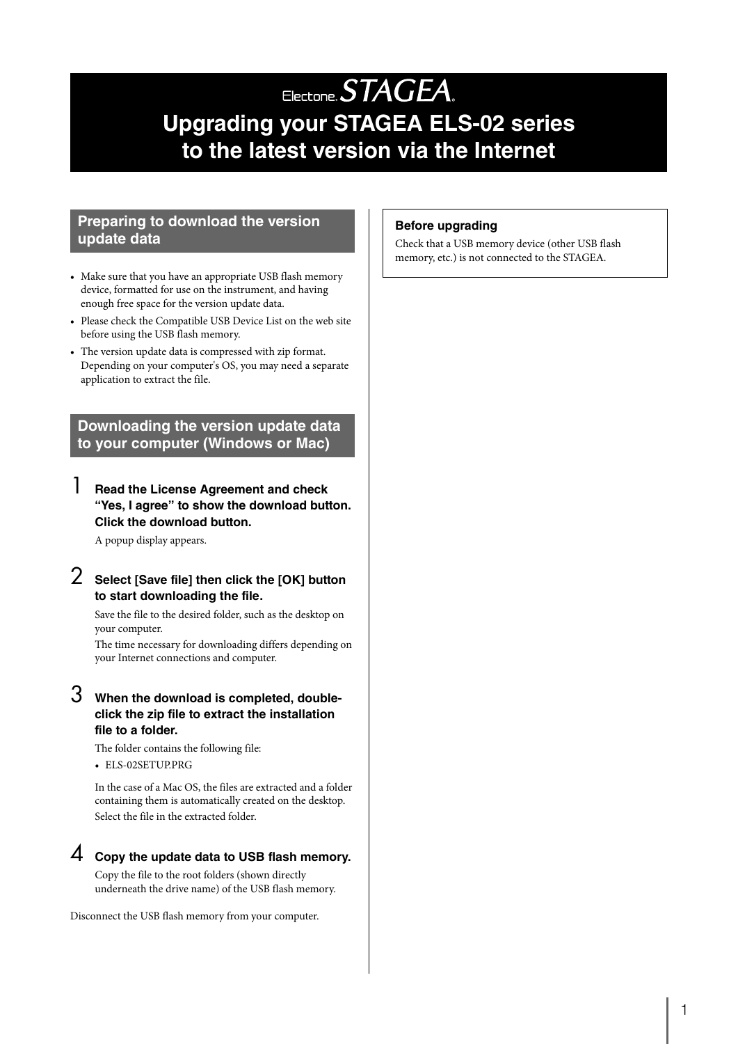Electone STAGEA®

# Upgrading your STAGEA ELS-02 series to the latest version via the Internet

## Preparing to download the version update data

- Make sure that you have an appropriate USB flash memory device, formatted for use on the instrument, and having enough free space for the version update data.
- Please check the Compatible USB Device List on the web site before using the USB flash memory.
- The version update data is compressed with zip format. Depending on your computer's OS, you may need a separate application to extract the file.

## Downloading the version update data to your computer (Windows or Mac)

**1 Read the License Agreement and check “Yes, I agree” to show the download button. Click the download button.**

A popup display appears.

**2 Select [Save file] then click the [OK] button to start downloading the file.**

Save the file to the desired folder, such as the desktop on your computer.

The time necessary for downloading differs depending on your Internet connections and computer.

**3 When the download is completed, double-click the zip file to extract the installation file to a folder.**

The folder contains the following file:

- ELS-02SETUP.PRG

In the case of a Mac OS, the files are extracted and a folder containing them is automatically created on the desktop. Select the file in the extracted folder.

**4 Copy the update data to USB flash memory.**

Copy the file to the root folders (shown directly underneath the drive name) of the USB flash memory.

Disconnect the USB flash memory from your computer.

**Before upgrading**

Check that a USB memory device (other USB flash memory, etc.) is not connected to the STAGEA.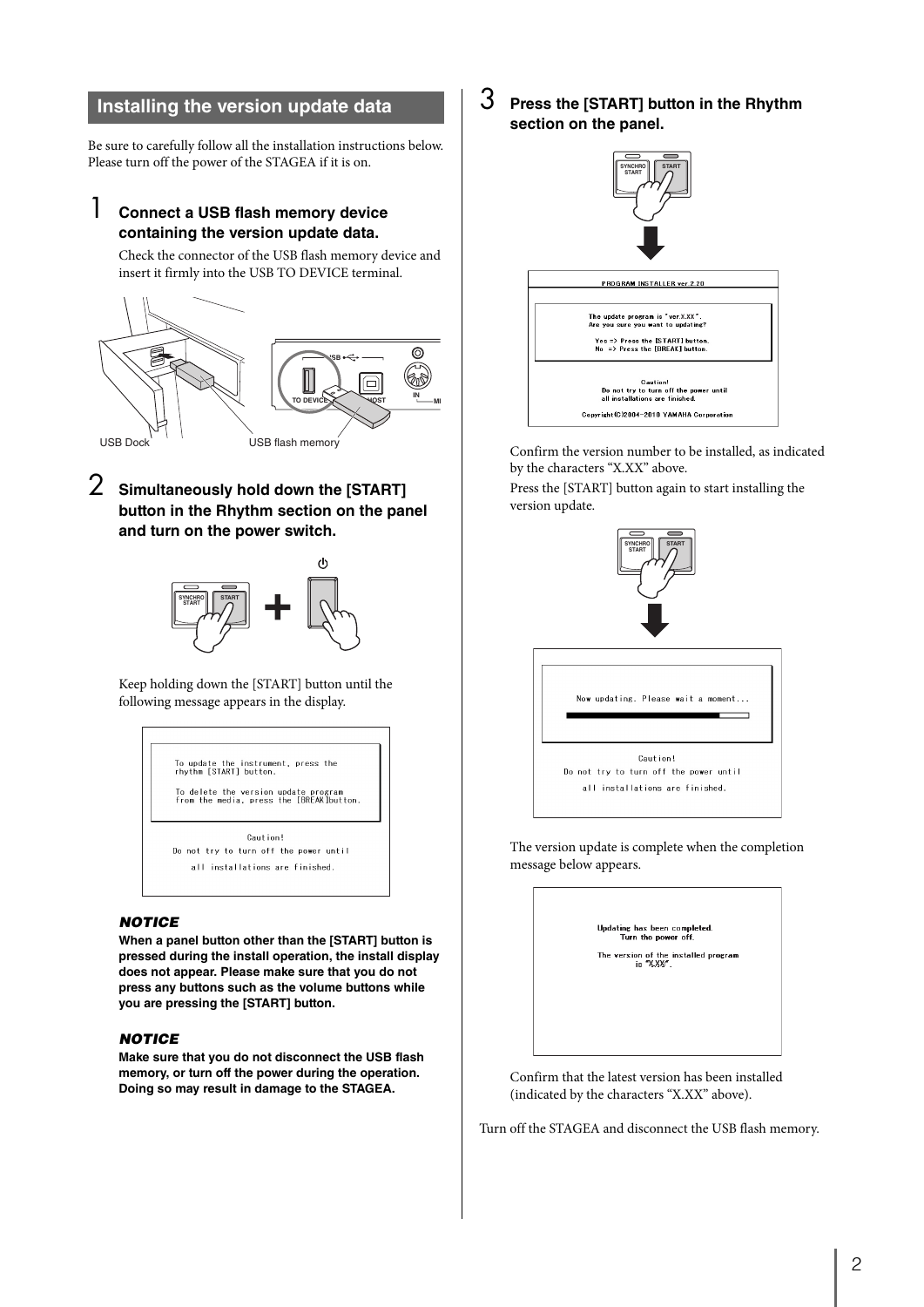## Installing the version update data

Be sure to carefully follow all the installation instructions below. Please turn off the power of the STAGEA if it is on.

### 1 Connect a USB flash memory device containing the version update data.

Check the connector of the USB flash memory device and insert it firmly into the USB TO DEVICE terminal.

USB Dock USB flash memory

### 2 Simultaneously hold down the [START] button in the Rhythm section on the panel and turn on the power switch.

Keep holding down the [START] button until the following message appears in the display.

```
To update the instrument, press the
rhythm [START] button.

To delete the version update program
from the media, press the [BREAK]button.

Caution!
Do not try to turn off the power until
all installations are finished.
```

***NOTICE***

**When a panel button other than the [START] button is pressed during the install operation, the install display does not appear. Please make sure that you do not press any buttons such as the volume buttons while you are pressing the [START] button.**

***NOTICE***

**Make sure that you do not disconnect the USB flash memory, or turn off the power during the operation. Doing so may result in damage to the STAGEA.**

### 3 Press the [START] button in the Rhythm section on the panel.

```
PROGRAM INSTALLER ver.2.20

The update program is "ver.X.XX".
Are you sure you want to updating?

Yes => Press the [START] button.
No  => Press the [BREAK] button.

Caution!
Do not try to turn off the power until
all installations are finished.

Copyright(C)2004-2010 YAMAHA Corporation
```

Confirm the version number to be installed, as indicated by the characters "X.XX" above.

Press the [START] button again to start installing the version update.

```
Now updating. Please wait a moment...

Caution!
Do not try to turn off the power until
all installations are finished.
```

The version update is complete when the completion message below appears.

```
Updating has been completed.
Turn the power off.

The version of the installed program
is "X.XX".
```

Confirm that the latest version has been installed (indicated by the characters "X.XX" above).

Turn off the STAGEA and disconnect the USB flash memory.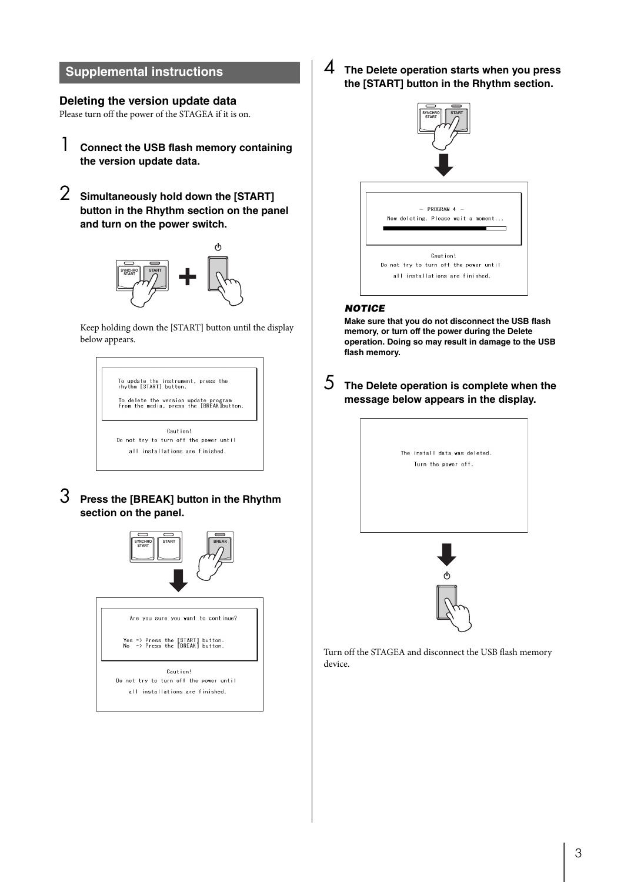## Supplemental instructions

### Deleting the version update data

Please turn off the power of the STAGEA if it is on.

**1 Connect the USB flash memory containing the version update data.**

**2 Simultaneously hold down the [START] button in the Rhythm section on the panel and turn on the power switch.**

Keep holding down the [START] button until the display below appears.

```
To update the instrument, press the
rhythm [START] button.

To delete the version update program
from the media, press the [BREAK]button.

Caution!
Do not try to turn off the power until
all installations are finished.
```

**3 Press the [BREAK] button in the Rhythm section on the panel.**

```
Are you sure you want to continue?

Yes => Press the [START] button.
No  => Press the [BREAK] button.

Caution!
Do not try to turn off the power until
all installations are finished.
```

**4 The Delete operation starts when you press the [START] button in the Rhythm section.**

```
— PROGRAM 4 —
Now deleting. Please wait a moment...

Caution!
Do not try to turn off the power until
all installations are finished.
```

***NOTICE***

**Make sure that you do not disconnect the USB flash memory, or turn off the power during the Delete operation. Doing so may result in damage to the USB flash memory.**

**5 The Delete operation is complete when the message below appears in the display.**

```
The install data was deleted.
Turn the power off.
```

Turn off the STAGEA and disconnect the USB flash memory device.